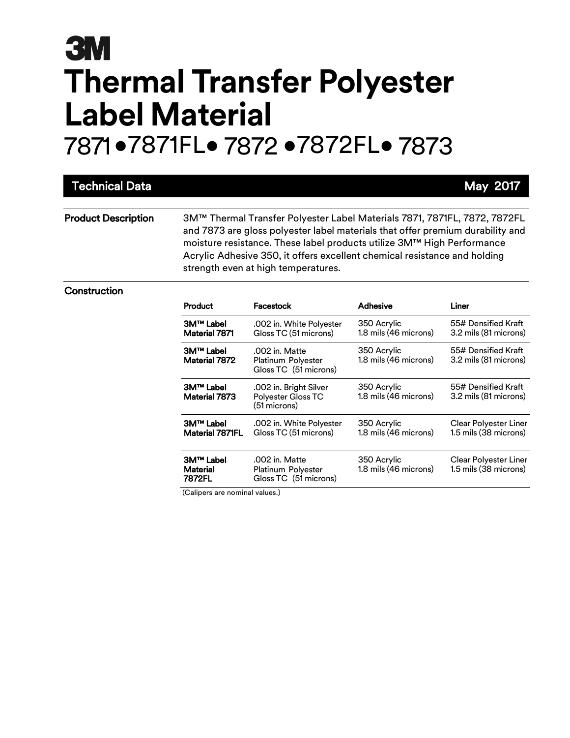# 3M

# Thermal Transfer Polyester Label Material

## 7871 • 7871FL • 7872 • 7872FL • 7873

**Technical Data** — May 2017

**Product Description**

3M™ Thermal Transfer Polyester Label Materials 7871, 7871FL, 7872, 7872FL and 7873 are gloss polyester label materials that offer premium durability and moisture resistance. These label products utilize 3M™ High Performance Acrylic Adhesive 350, it offers excellent chemical resistance and holding strength even at high temperatures.

**Construction**

| Product | Facestock | Adhesive | Liner |
|---|---|---|---|
| **3M™ Label Material 7871** | .002 in. White Polyester Gloss TC (51 microns) | 350 Acrylic 1.8 mils (46 microns) | 55# Densified Kraft 3.2 mils (81 microns) |
| **3M™ Label Material 7872** | .002 in. Matte Platinum Polyester Gloss TC (51 microns) | 350 Acrylic 1.8 mils (46 microns) | 55# Densified Kraft 3.2 mils (81 microns) |
| **3M™ Label Material 7873** | .002 in. Bright Silver Polyester Gloss TC (51 microns) | 350 Acrylic 1.8 mils (46 microns) | 55# Densified Kraft 3.2 mils (81 microns) |
| **3M™ Label Material 7871FL** | .002 in. White Polyester Gloss TC (51 microns) | 350 Acrylic 1.8 mils (46 microns) | Clear Polyester Liner 1.5 mils (38 microns) |
| **3M™ Label Material 7872FL** | .002 in. Matte Platinum Polyester Gloss TC (51 microns) | 350 Acrylic 1.8 mils (46 microns) | Clear Polyester Liner 1.5 mils (38 microns) |

(Calipers are nominal values.)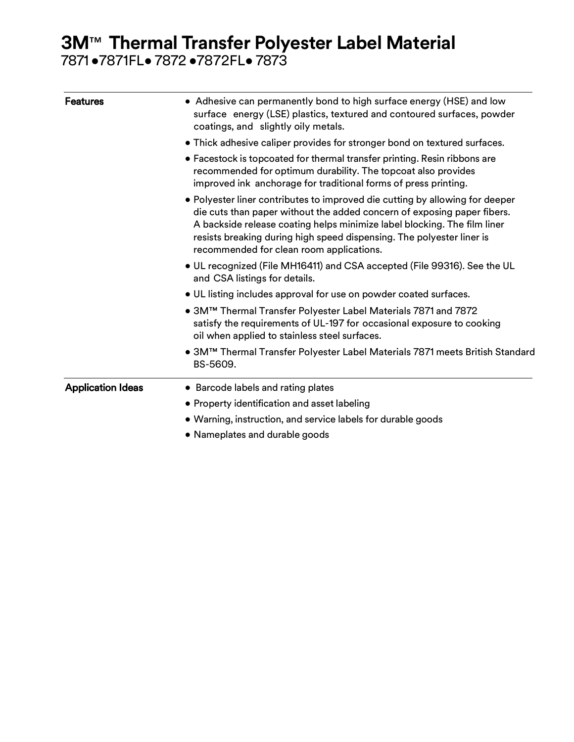# 3M™ Thermal Transfer Polyester Label Material

7871 •7871FL• 7872 •7872FL• 7873

| | |
|---|---|
| **Features** | • Adhesive can permanently bond to high surface energy (HSE) and low surface energy (LSE) plastics, textured and contoured surfaces, powder coatings, and slightly oily metals.<br>• Thick adhesive caliper provides for stronger bond on textured surfaces.<br>• Facestock is topcoated for thermal transfer printing. Resin ribbons are recommended for optimum durability. The topcoat also provides improved ink anchorage for traditional forms of press printing.<br>• Polyester liner contributes to improved die cutting by allowing for deeper die cuts than paper without the added concern of exposing paper fibers. A backside release coating helps minimize label blocking. The film liner resists breaking during high speed dispensing. The polyester liner is recommended for clean room applications.<br>• UL recognized (File MH16411) and CSA accepted (File 99316). See the UL and CSA listings for details.<br>• UL listing includes approval for use on powder coated surfaces.<br>• 3M™ Thermal Transfer Polyester Label Materials 7871 and 7872 satisfy the requirements of UL-197 for occasional exposure to cooking oil when applied to stainless steel surfaces.<br>• 3M™ Thermal Transfer Polyester Label Materials 7871 meets British Standard BS-5609. |
| **Application Ideas** | • Barcode labels and rating plates<br>• Property identification and asset labeling<br>• Warning, instruction, and service labels for durable goods<br>• Nameplates and durable goods |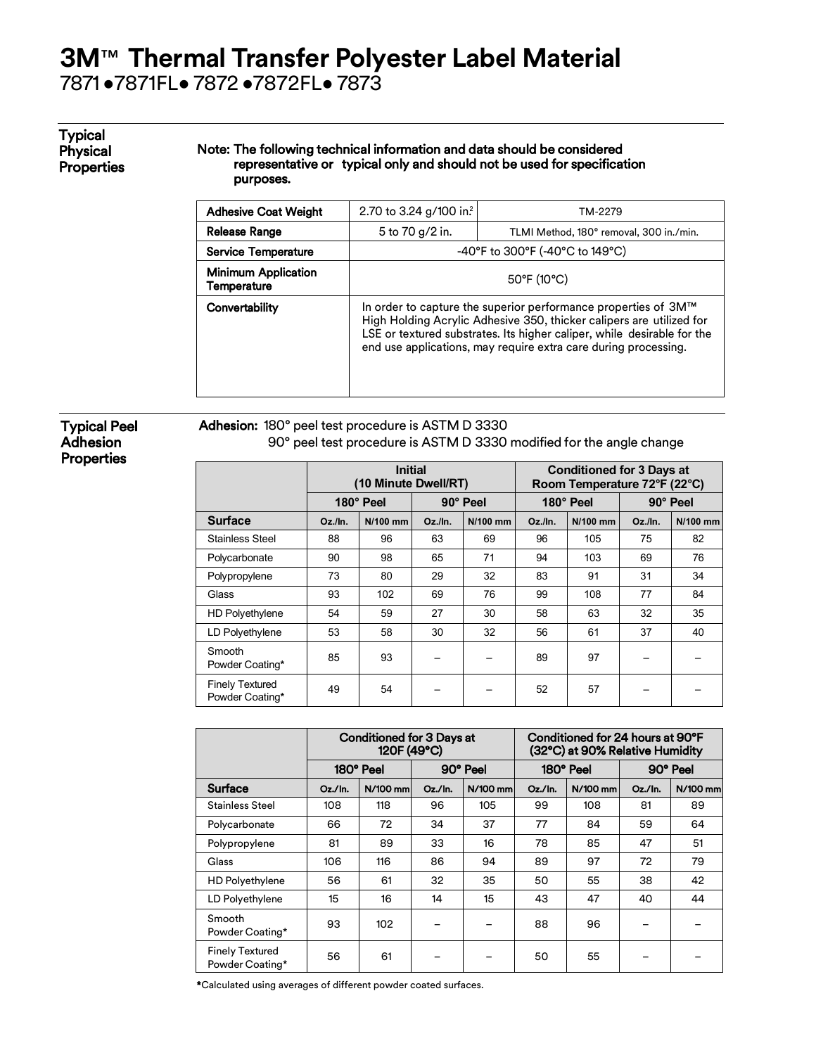# 3M™ Thermal Transfer Polyester Label Material

7871 ●7871FL● 7872 ●7872FL● 7873

## Typical Physical Properties

**Note: The following technical information and data should be considered representative or typical only and should not be used for specification purposes.**

| | | |
|---|---|---|
| **Adhesive Coat Weight** | 2.70 to 3.24 g/100 $in^2$ | TM-2279 |
| **Release Range** | 5 to 70 g/2 in. | TLMI Method, 180° removal, 300 in./min. |
| **Service Temperature** | -40°F to 300°F (-40°C to 149°C) | |
| **Minimum Application Temperature** | 50°F (10°C) | |
| **Convertability** | In order to capture the superior performance properties of 3M™ High Holding Acrylic Adhesive 350, thicker calipers are utilized for LSE or textured substrates. Its higher caliper, while desirable for the end use applications, may require extra care during processing. | |

## Typical Peel Adhesion Properties

**Adhesion:** 180° peel test procedure is ASTM D 3330
90° peel test procedure is ASTM D 3330 modified for the angle change

| | Initial (10 Minute Dwell/RT) | | | | Conditioned for 3 Days at Room Temperature 72°F (22°C) | | | |
|---|---|---|---|---|---|---|---|---|
| | 180° Peel | | 90° Peel | | 180° Peel | | 90° Peel | |
| **Surface** | Oz./In. | N/100 mm | Oz./In. | N/100 mm | Oz./In. | N/100 mm | Oz./In. | N/100 mm |
| Stainless Steel | 88 | 96 | 63 | 69 | 96 | 105 | 75 | 82 |
| Polycarbonate | 90 | 98 | 65 | 71 | 94 | 103 | 69 | 76 |
| Polypropylene | 73 | 80 | 29 | 32 | 83 | 91 | 31 | 34 |
| Glass | 93 | 102 | 69 | 76 | 99 | 108 | 77 | 84 |
| HD Polyethylene | 54 | 59 | 27 | 30 | 58 | 63 | 32 | 35 |
| LD Polyethylene | 53 | 58 | 30 | 32 | 56 | 61 | 37 | 40 |
| Smooth Powder Coating* | 85 | 93 | – | – | 89 | 97 | – | – |
| Finely Textured Powder Coating* | 49 | 54 | – | – | 52 | 57 | – | – |

| | Conditioned for 3 Days at 120F (49°C) | | | | Conditioned for 24 hours at 90°F (32°C) at 90% Relative Humidity | | | |
|---|---|---|---|---|---|---|---|---|
| | 180° Peel | | 90° Peel | | 180° Peel | | 90° Peel | |
| **Surface** | Oz./In. | N/100 mm | Oz./In. | N/100 mm | Oz./In. | N/100 mm | Oz./In. | N/100 mm |
| Stainless Steel | 108 | 118 | 96 | 105 | 99 | 108 | 81 | 89 |
| Polycarbonate | 66 | 72 | 34 | 37 | 77 | 84 | 59 | 64 |
| Polypropylene | 81 | 89 | 33 | 16 | 78 | 85 | 47 | 51 |
| Glass | 106 | 116 | 86 | 94 | 89 | 97 | 72 | 79 |
| HD Polyethylene | 56 | 61 | 32 | 35 | 50 | 55 | 38 | 42 |
| LD Polyethylene | 15 | 16 | 14 | 15 | 43 | 47 | 40 | 44 |
| Smooth Powder Coating* | 93 | 102 | – | – | 88 | 96 | – | – |
| Finely Textured Powder Coating* | 56 | 61 | – | – | 50 | 55 | – | – |

*Calculated using averages of different powder coated surfaces.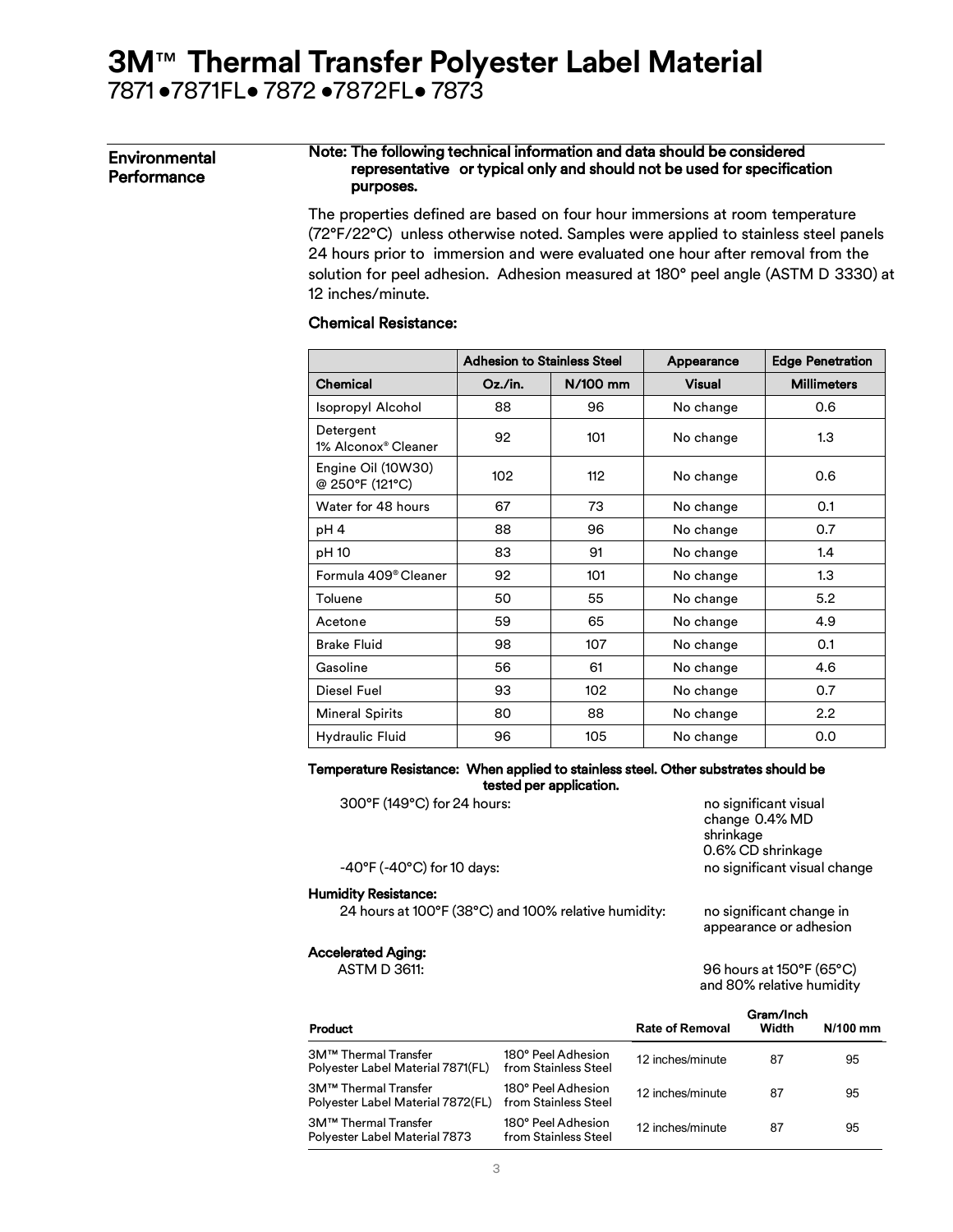# 3M™ Thermal Transfer Polyester Label Material

7871 ●7871FL● 7872 ●7872FL● 7873

## Environmental Performance

**Note: The following technical information and data should be considered representative or typical only and should not be used for specification purposes.**

The properties defined are based on four hour immersions at room temperature (72°F/22°C) unless otherwise noted. Samples were applied to stainless steel panels 24 hours prior to immersion and were evaluated one hour after removal from the solution for peel adhesion. Adhesion measured at 180° peel angle (ASTM D 3330) at 12 inches/minute.

### Chemical Resistance:

| | Adhesion to Stainless Steel | | Appearance | Edge Penetration |
|---|---|---|---|---|
| **Chemical** | **Oz./in.** | **N/100 mm** | **Visual** | **Millimeters** |
| Isopropyl Alcohol | 88 | 96 | No change | 0.6 |
| Detergent 1% Alconox® Cleaner | 92 | 101 | No change | 1.3 |
| Engine Oil (10W30) @ 250°F (121°C) | 102 | 112 | No change | 0.6 |
| Water for 48 hours | 67 | 73 | No change | 0.1 |
| pH 4 | 88 | 96 | No change | 0.7 |
| pH 10 | 83 | 91 | No change | 1.4 |
| Formula 409® Cleaner | 92 | 101 | No change | 1.3 |
| Toluene | 50 | 55 | No change | 5.2 |
| Acetone | 59 | 65 | No change | 4.9 |
| Brake Fluid | 98 | 107 | No change | 0.1 |
| Gasoline | 56 | 61 | No change | 4.6 |
| Diesel Fuel | 93 | 102 | No change | 0.7 |
| Mineral Spirits | 80 | 88 | No change | 2.2 |
| Hydraulic Fluid | 96 | 105 | No change | 0.0 |

### Temperature Resistance: When applied to stainless steel. Other substrates should be tested per application.

300°F (149°C) for 24 hours: no significant visual change 0.4% MD shrinkage 0.6% CD shrinkage

-40°F (-40°C) for 10 days: no significant visual change

### Humidity Resistance:

24 hours at 100°F (38°C) and 100% relative humidity: no significant change in appearance or adhesion

### Accelerated Aging:

ASTM D 3611: 96 hours at 150°F (65°C) and 80% relative humidity

| Product | | Rate of Removal | Gram/Inch Width | N/100 mm |
|---|---|---|---|---|
| 3M™ Thermal Transfer Polyester Label Material 7871(FL) | 180° Peel Adhesion from Stainless Steel | 12 inches/minute | 87 | 95 |
| 3M™ Thermal Transfer Polyester Label Material 7872(FL) | 180° Peel Adhesion from Stainless Steel | 12 inches/minute | 87 | 95 |
| 3M™ Thermal Transfer Polyester Label Material 7873 | 180° Peel Adhesion from Stainless Steel | 12 inches/minute | 87 | 95 |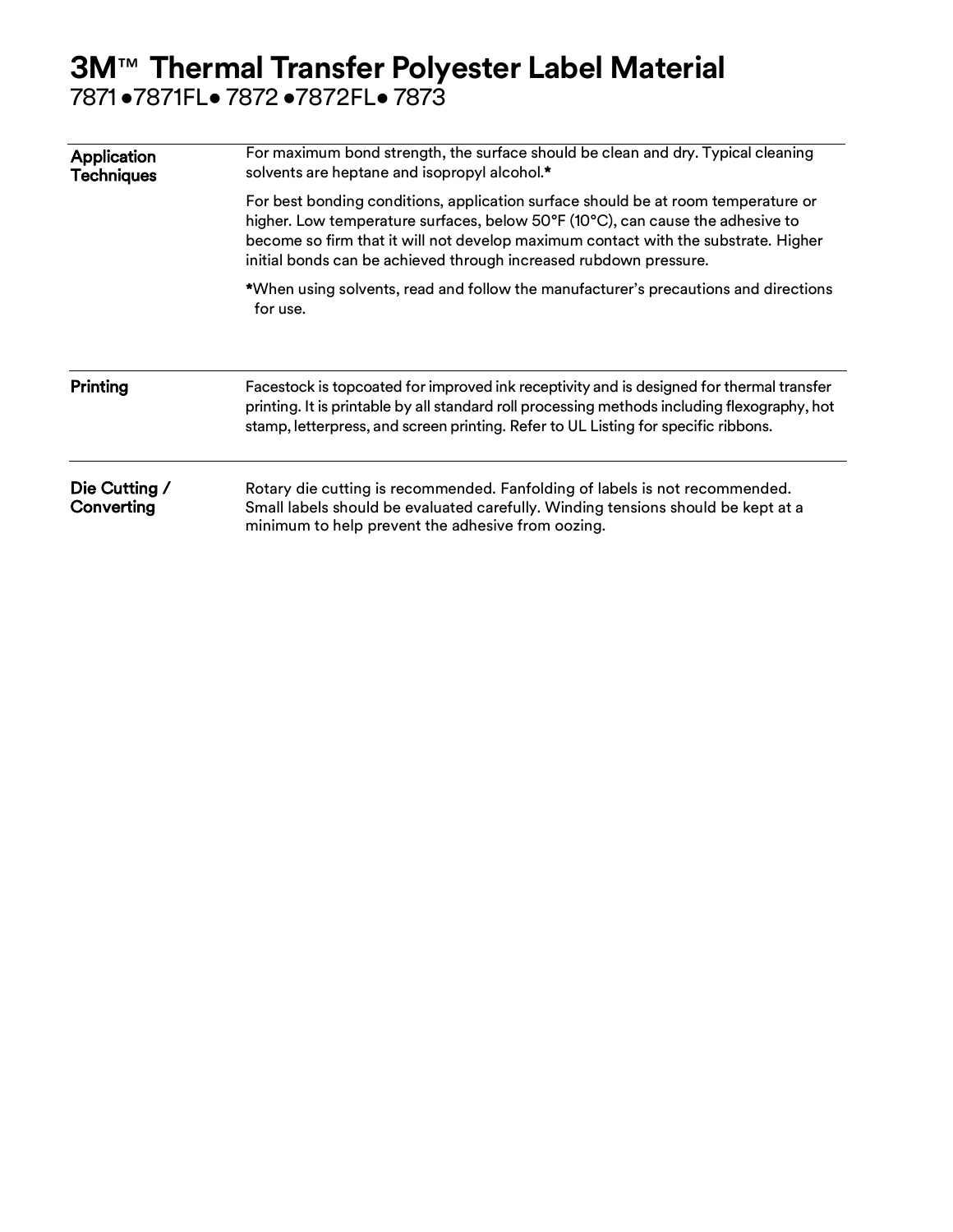# 3M™ Thermal Transfer Polyester Label Material

7871 •7871FL• 7872 •7872FL• 7873

| | |
|---|---|
| **Application Techniques** | For maximum bond strength, the surface should be clean and dry. Typical cleaning solvents are heptane and isopropyl alcohol.* <br><br> For best bonding conditions, application surface should be at room temperature or higher. Low temperature surfaces, below 50°F (10°C), can cause the adhesive to become so firm that it will not develop maximum contact with the substrate. Higher initial bonds can be achieved through increased rubdown pressure. <br><br> *When using solvents, read and follow the manufacturer's precautions and directions for use. |
| **Printing** | Facestock is topcoated for improved ink receptivity and is designed for thermal transfer printing. It is printable by all standard roll processing methods including flexography, hot stamp, letterpress, and screen printing. Refer to UL Listing for specific ribbons. |
| **Die Cutting / Converting** | Rotary die cutting is recommended. Fanfolding of labels is not recommended. Small labels should be evaluated carefully. Winding tensions should be kept at a minimum to help prevent the adhesive from oozing. |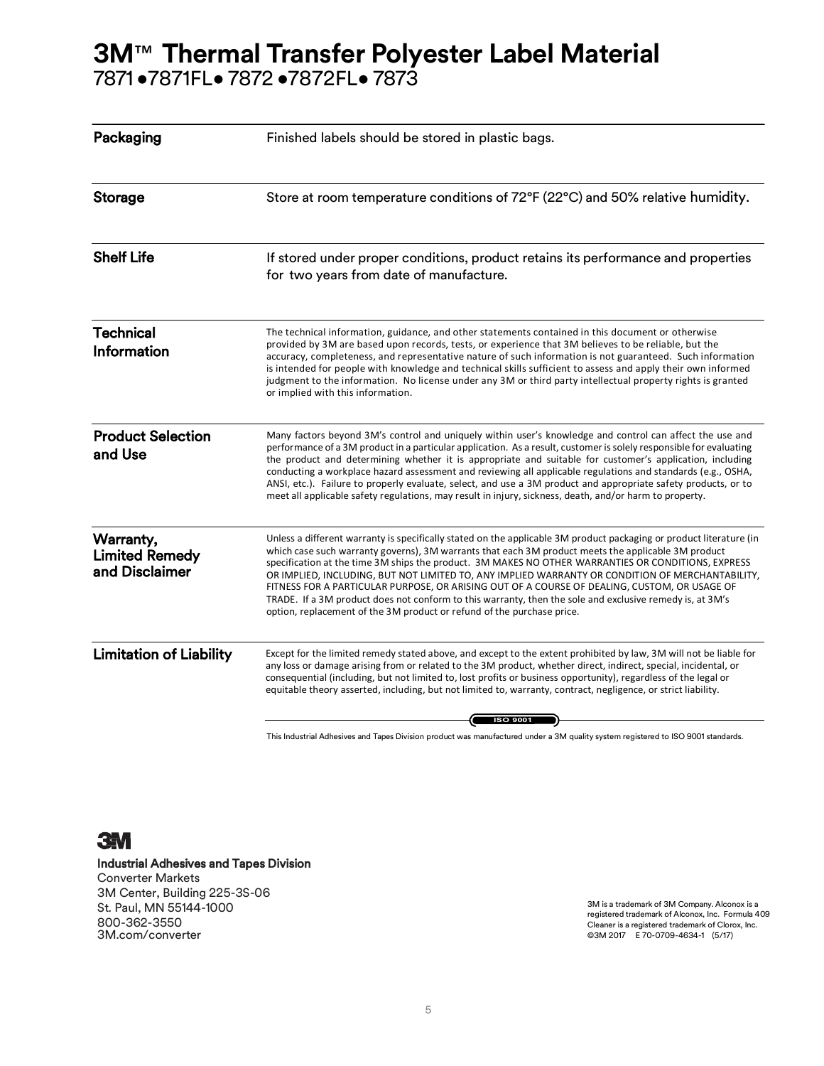# 3M™ Thermal Transfer Polyester Label Material

7871 • 7871FL • 7872 • 7872FL • 7873

| | |
|---|---|
| **Packaging** | Finished labels should be stored in plastic bags. |
| **Storage** | Store at room temperature conditions of 72°F (22°C) and 50% relative humidity. |
| **Shelf Life** | If stored under proper conditions, product retains its performance and properties for two years from date of manufacture. |
| **Technical Information** | The technical information, guidance, and other statements contained in this document or otherwise provided by 3M are based upon records, tests, or experience that 3M believes to be reliable, but the accuracy, completeness, and representative nature of such information is not guaranteed. Such information is intended for people with knowledge and technical skills sufficient to assess and apply their own informed judgment to the information. No license under any 3M or third party intellectual property rights is granted or implied with this information. |
| **Product Selection and Use** | Many factors beyond 3M's control and uniquely within user's knowledge and control can affect the use and performance of a 3M product in a particular application. As a result, customer is solely responsible for evaluating the product and determining whether it is appropriate and suitable for customer's application, including conducting a workplace hazard assessment and reviewing all applicable regulations and standards (e.g., OSHA, ANSI, etc.). Failure to properly evaluate, select, and use a 3M product and appropriate safety products, or to meet all applicable safety regulations, may result in injury, sickness, death, and/or harm to property. |
| **Warranty, Limited Remedy and Disclaimer** | Unless a different warranty is specifically stated on the applicable 3M product packaging or product literature (in which case such warranty governs), 3M warrants that each 3M product meets the applicable 3M product specification at the time 3M ships the product. 3M MAKES NO OTHER WARRANTIES OR CONDITIONS, EXPRESS OR IMPLIED, INCLUDING, BUT NOT LIMITED TO, ANY IMPLIED WARRANTY OR CONDITION OF MERCHANTABILITY, FITNESS FOR A PARTICULAR PURPOSE, OR ARISING OUT OF A COURSE OF DEALING, CUSTOM, OR USAGE OF TRADE. If a 3M product does not conform to this warranty, then the sole and exclusive remedy is, at 3M's option, replacement of the 3M product or refund of the purchase price. |
| **Limitation of Liability** | Except for the limited remedy stated above, and except to the extent prohibited by law, 3M will not be liable for any loss or damage arising from or related to the 3M product, whether direct, indirect, special, incidental, or consequential (including, but not limited to, lost profits or business opportunity), regardless of the legal or equitable theory asserted, including, but not limited to, warranty, contract, negligence, or strict liability. |

ISO 9001

This Industrial Adhesives and Tapes Division product was manufactured under a 3M quality system registered to ISO 9001 standards.

**3M**

**Industrial Adhesives and Tapes Division**
Converter Markets
3M Center, Building 225-3S-06
St. Paul, MN 55144-1000
800-362-3550
3M.com/converter

3M is a trademark of 3M Company. Alconox is a registered trademark of Alconox, Inc. Formula 409 Cleaner is a registered trademark of Clorox, Inc.
©3M 2017 E 70-0709-4634-1 (5/17)